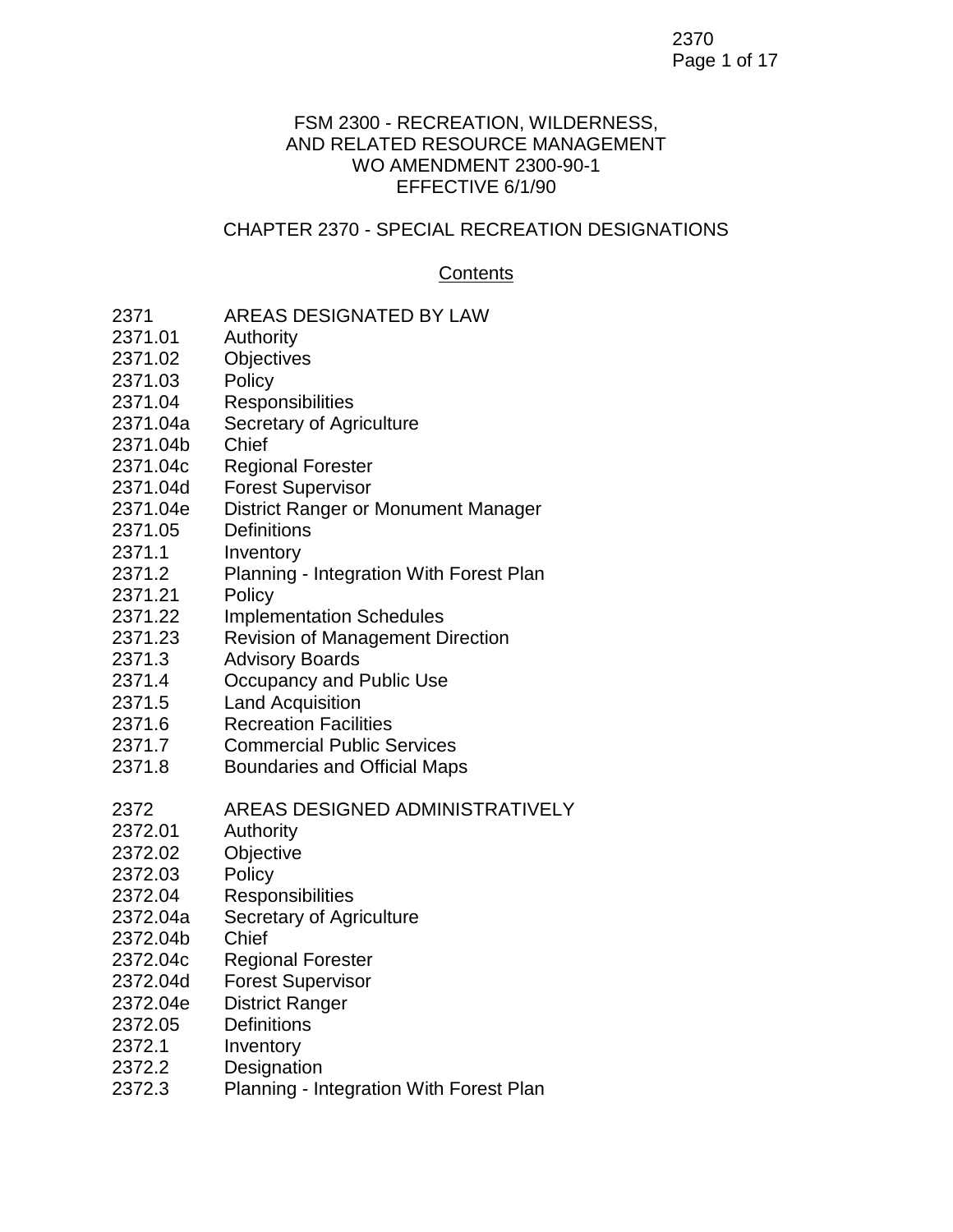FSM 2300 - RECREATION, WILDERNESS, AND RELATED RESOURCE MANAGEMENT
WO AMENDMENT 2300-90-1
EFFECTIVE 6/1/90

# CHAPTER 2370 - SPECIAL RECREATION DESIGNATIONS

## Contents

| | |
|---|---|
| 2371 | AREAS DESIGNATED BY LAW |
| 2371.01 | Authority |
| 2371.02 | Objectives |
| 2371.03 | Policy |
| 2371.04 | Responsibilities |
| 2371.04a | Secretary of Agriculture |
| 2371.04b | Chief |
| 2371.04c | Regional Forester |
| 2371.04d | Forest Supervisor |
| 2371.04e | District Ranger or Monument Manager |
| 2371.05 | Definitions |
| 2371.1 | Inventory |
| 2371.2 | Planning - Integration With Forest Plan |
| 2371.21 | Policy |
| 2371.22 | Implementation Schedules |
| 2371.23 | Revision of Management Direction |
| 2371.3 | Advisory Boards |
| 2371.4 | Occupancy and Public Use |
| 2371.5 | Land Acquisition |
| 2371.6 | Recreation Facilities |
| 2371.7 | Commercial Public Services |
| 2371.8 | Boundaries and Official Maps |
| | |
| 2372 | AREAS DESIGNED ADMINISTRATIVELY |
| 2372.01 | Authority |
| 2372.02 | Objective |
| 2372.03 | Policy |
| 2372.04 | Responsibilities |
| 2372.04a | Secretary of Agriculture |
| 2372.04b | Chief |
| 2372.04c | Regional Forester |
| 2372.04d | Forest Supervisor |
| 2372.04e | District Ranger |
| 2372.05 | Definitions |
| 2372.1 | Inventory |
| 2372.2 | Designation |
| 2372.3 | Planning - Integration With Forest Plan |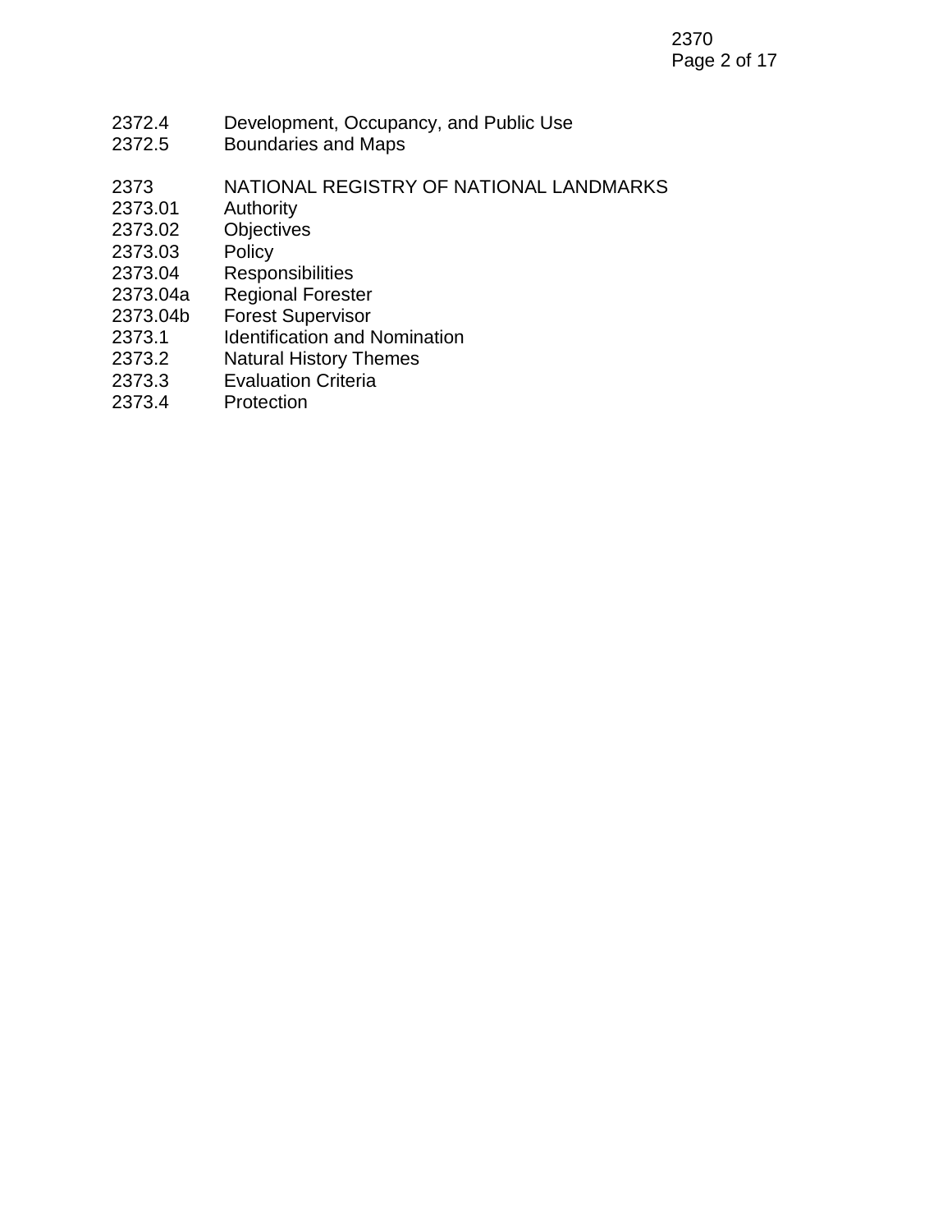2372.4 Development, Occupancy, and Public Use
2372.5 Boundaries and Maps

2373 NATIONAL REGISTRY OF NATIONAL LANDMARKS
2373.01 Authority
2373.02 Objectives
2373.03 Policy
2373.04 Responsibilities
2373.04a Regional Forester
2373.04b Forest Supervisor
2373.1 Identification and Nomination
2373.2 Natural History Themes
2373.3 Evaluation Criteria
2373.4 Protection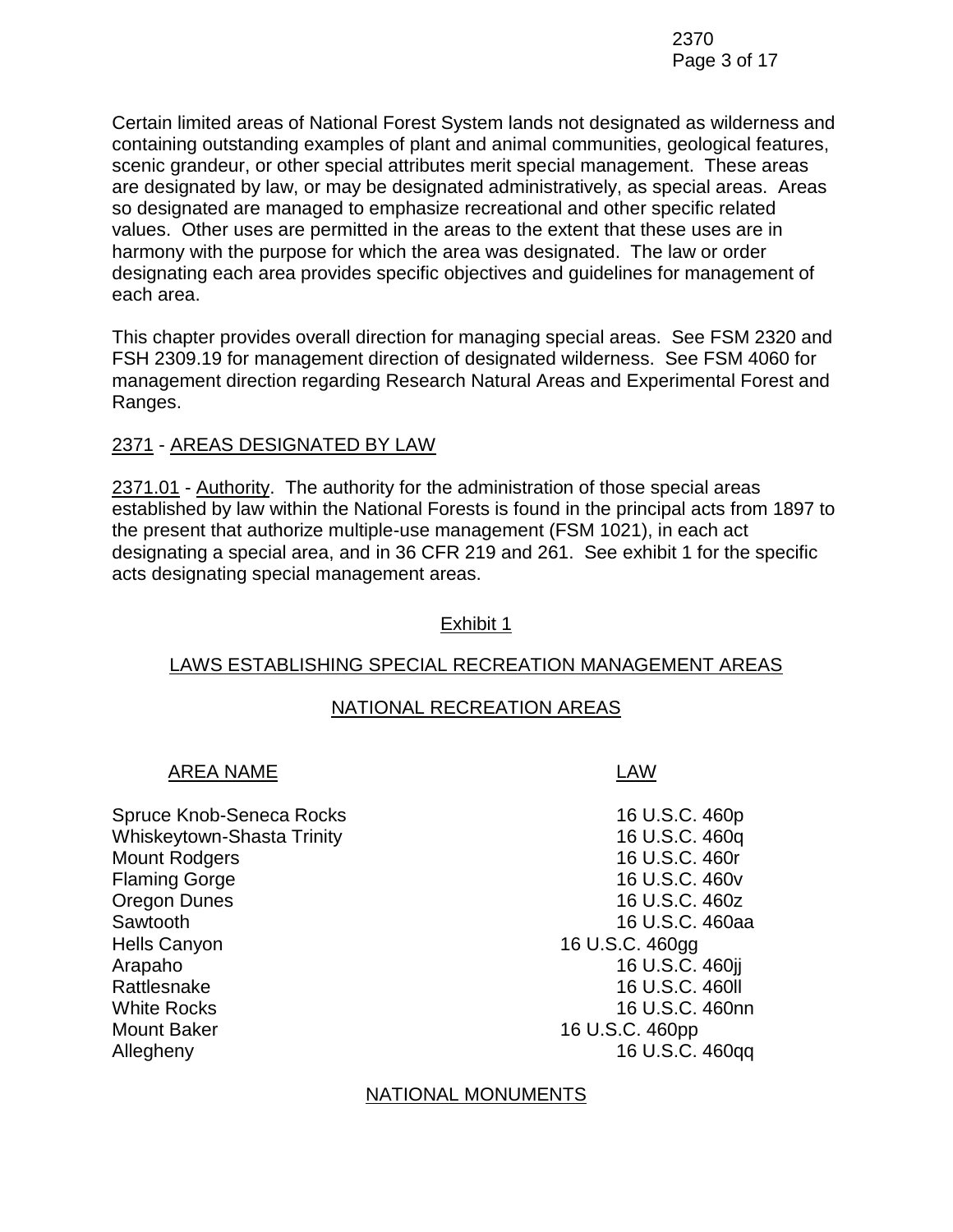Certain limited areas of National Forest System lands not designated as wilderness and containing outstanding examples of plant and animal communities, geological features, scenic grandeur, or other special attributes merit special management. These areas are designated by law, or may be designated administratively, as special areas. Areas so designated are managed to emphasize recreational and other specific related values. Other uses are permitted in the areas to the extent that these uses are in harmony with the purpose for which the area was designated. The law or order designating each area provides specific objectives and guidelines for management of each area.

This chapter provides overall direction for managing special areas. See FSM 2320 and FSH 2309.19 for management direction of designated wilderness. See FSM 4060 for management direction regarding Research Natural Areas and Experimental Forest and Ranges.

## 2371 - AREAS DESIGNATED BY LAW

2371.01 - Authority. The authority for the administration of those special areas established by law within the National Forests is found in the principal acts from 1897 to the present that authorize multiple-use management (FSM 1021), in each act designating a special area, and in 36 CFR 219 and 261. See exhibit 1 for the specific acts designating special management areas.

### Exhibit 1

### LAWS ESTABLISHING SPECIAL RECREATION MANAGEMENT AREAS

#### NATIONAL RECREATION AREAS

| AREA NAME | LAW |
|---|---|
| Spruce Knob-Seneca Rocks | 16 U.S.C. 460p |
| Whiskeytown-Shasta Trinity | 16 U.S.C. 460q |
| Mount Rodgers | 16 U.S.C. 460r |
| Flaming Gorge | 16 U.S.C. 460v |
| Oregon Dunes | 16 U.S.C. 460z |
| Sawtooth | 16 U.S.C. 460aa |
| Hells Canyon | 16 U.S.C. 460gg |
| Arapaho | 16 U.S.C. 460jj |
| Rattlesnake | 16 U.S.C. 460ll |
| White Rocks | 16 U.S.C. 460nn |
| Mount Baker | 16 U.S.C. 460pp |
| Allegheny | 16 U.S.C. 460qq |

#### NATIONAL MONUMENTS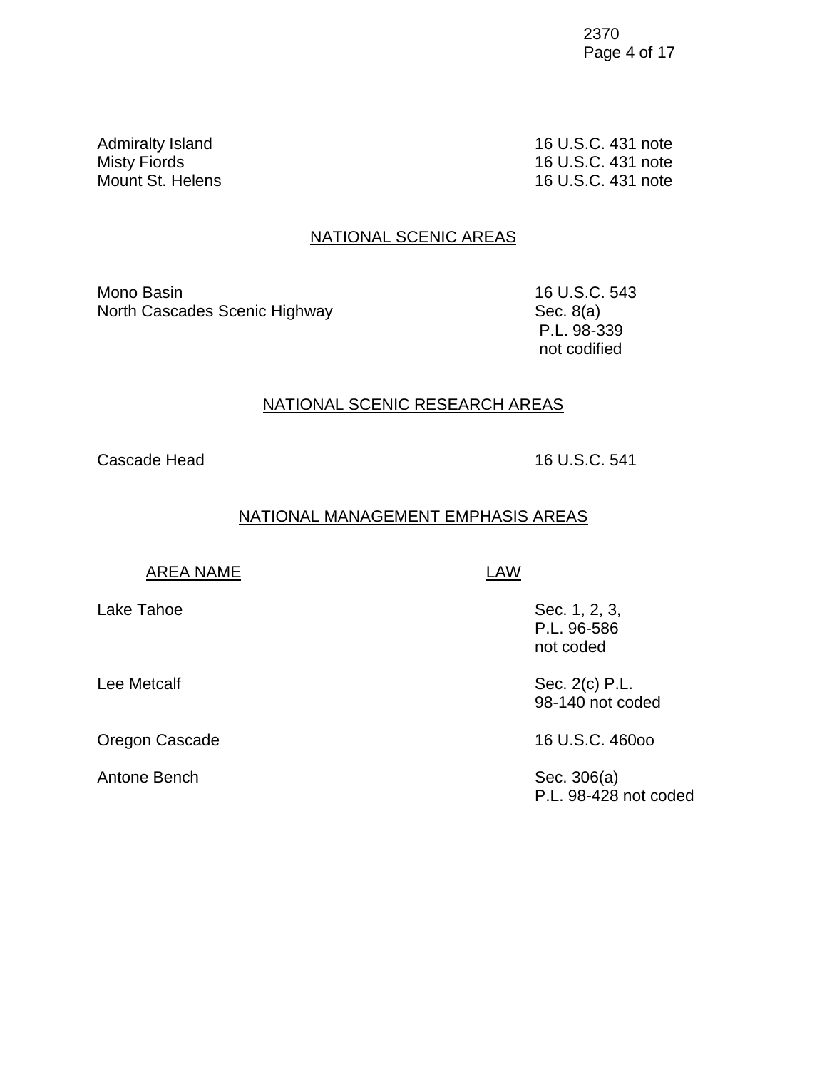| | |
|---|---|
| Admiralty Island | 16 U.S.C. 431 note |
| Misty Fiords | 16 U.S.C. 431 note |
| Mount St. Helens | 16 U.S.C. 431 note |

## NATIONAL SCENIC AREAS

| | |
|---|---|
| Mono Basin | 16 U.S.C. 543 |
| North Cascades Scenic Highway | Sec. 8(a) P.L. 98-339 not codified |

## NATIONAL SCENIC RESEARCH AREAS

| | |
|---|---|
| Cascade Head | 16 U.S.C. 541 |

## NATIONAL MANAGEMENT EMPHASIS AREAS

| AREA NAME | LAW |
|---|---|
| Lake Tahoe | Sec. 1, 2, 3, P.L. 96-586 not coded |
| Lee Metcalf | Sec. 2(c) P.L. 98-140 not coded |
| Oregon Cascade | 16 U.S.C. 460oo |
| Antone Bench | Sec. 306(a) P.L. 98-428 not coded |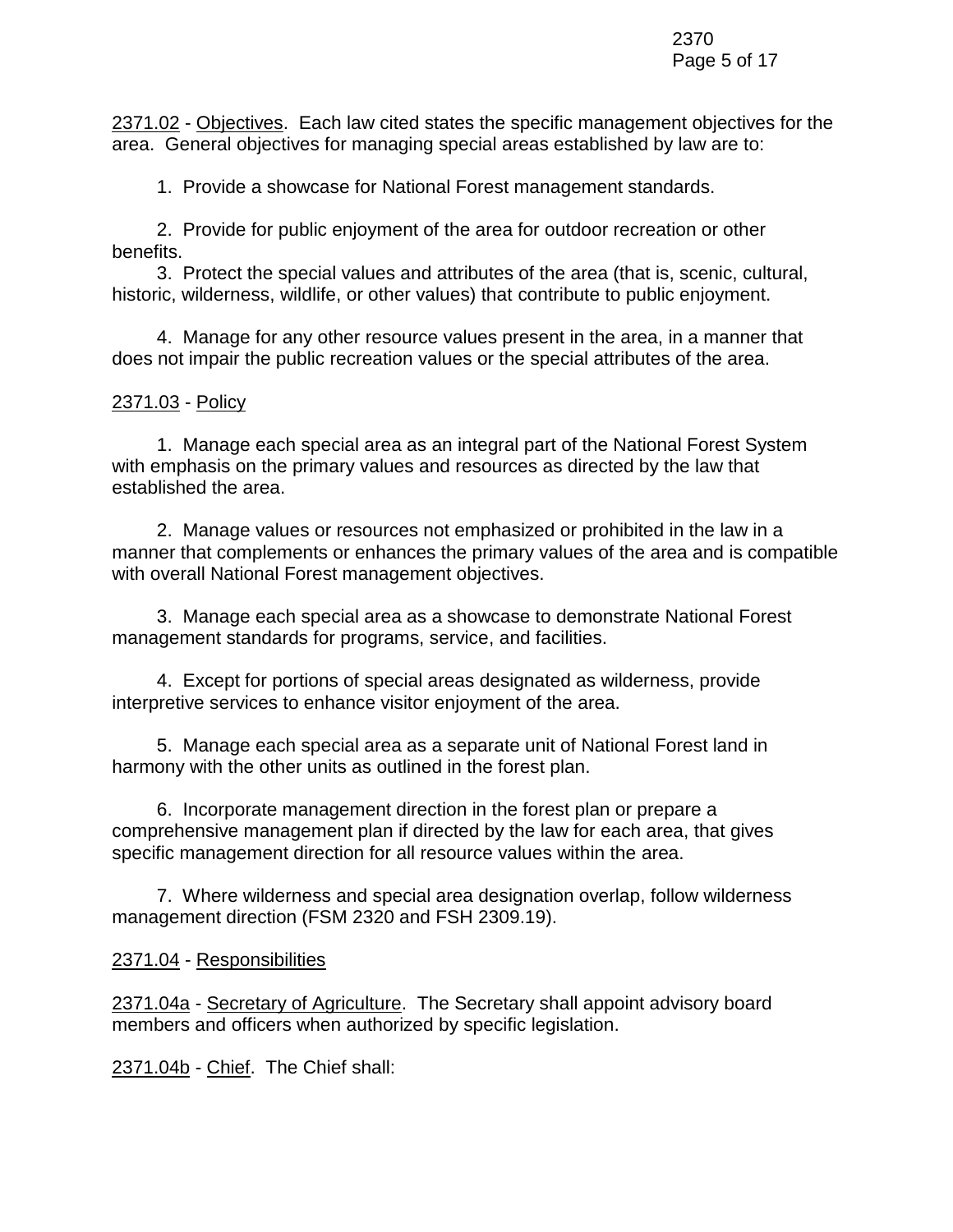<u>2371.02</u> - <u>Objectives</u>. Each law cited states the specific management objectives for the area. General objectives for managing special areas established by law are to:

1. Provide a showcase for National Forest management standards.

2. Provide for public enjoyment of the area for outdoor recreation or other benefits.

3. Protect the special values and attributes of the area (that is, scenic, cultural, historic, wilderness, wildlife, or other values) that contribute to public enjoyment.

4. Manage for any other resource values present in the area, in a manner that does not impair the public recreation values or the special attributes of the area.

<u>2371.03</u> - <u>Policy</u>

1. Manage each special area as an integral part of the National Forest System with emphasis on the primary values and resources as directed by the law that established the area.

2. Manage values or resources not emphasized or prohibited in the law in a manner that complements or enhances the primary values of the area and is compatible with overall National Forest management objectives.

3. Manage each special area as a showcase to demonstrate National Forest management standards for programs, service, and facilities.

4. Except for portions of special areas designated as wilderness, provide interpretive services to enhance visitor enjoyment of the area.

5. Manage each special area as a separate unit of National Forest land in harmony with the other units as outlined in the forest plan.

6. Incorporate management direction in the forest plan or prepare a comprehensive management plan if directed by the law for each area, that gives specific management direction for all resource values within the area.

7. Where wilderness and special area designation overlap, follow wilderness management direction (FSM 2320 and FSH 2309.19).

<u>2371.04</u> - <u>Responsibilities</u>

<u>2371.04a</u> - <u>Secretary of Agriculture</u>. The Secretary shall appoint advisory board members and officers when authorized by specific legislation.

<u>2371.04b</u> - <u>Chief</u>. The Chief shall: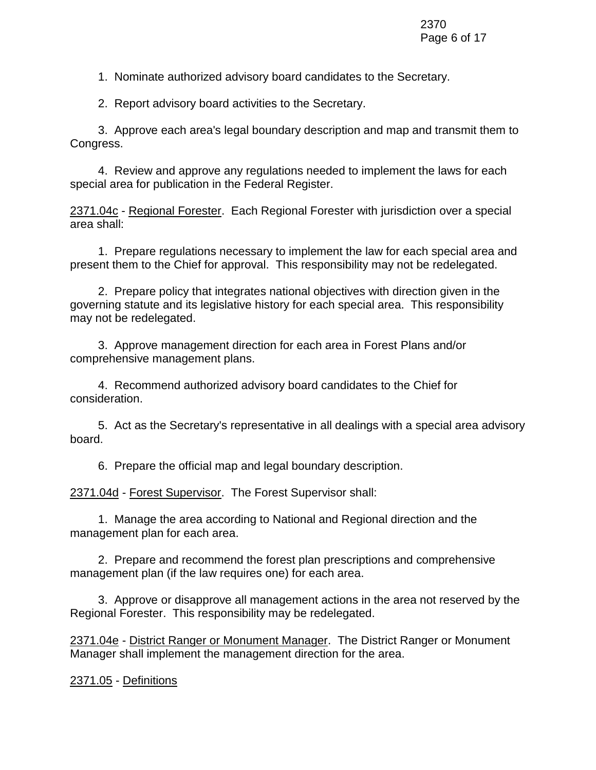1. Nominate authorized advisory board candidates to the Secretary.

2. Report advisory board activities to the Secretary.

3. Approve each area's legal boundary description and map and transmit them to Congress.

4. Review and approve any regulations needed to implement the laws for each special area for publication in the Federal Register.

<u>2371.04c</u> - <u>Regional Forester</u>. Each Regional Forester with jurisdiction over a special area shall:

1. Prepare regulations necessary to implement the law for each special area and present them to the Chief for approval. This responsibility may not be redelegated.

2. Prepare policy that integrates national objectives with direction given in the governing statute and its legislative history for each special area. This responsibility may not be redelegated.

3. Approve management direction for each area in Forest Plans and/or comprehensive management plans.

4. Recommend authorized advisory board candidates to the Chief for consideration.

5. Act as the Secretary's representative in all dealings with a special area advisory board.

6. Prepare the official map and legal boundary description.

<u>2371.04d</u> - <u>Forest Supervisor</u>. The Forest Supervisor shall:

1. Manage the area according to National and Regional direction and the management plan for each area.

2. Prepare and recommend the forest plan prescriptions and comprehensive management plan (if the law requires one) for each area.

3. Approve or disapprove all management actions in the area not reserved by the Regional Forester. This responsibility may be redelegated.

<u>2371.04e</u> - <u>District Ranger or Monument Manager</u>. The District Ranger or Monument Manager shall implement the management direction for the area.

<u>2371.05</u> - <u>Definitions</u>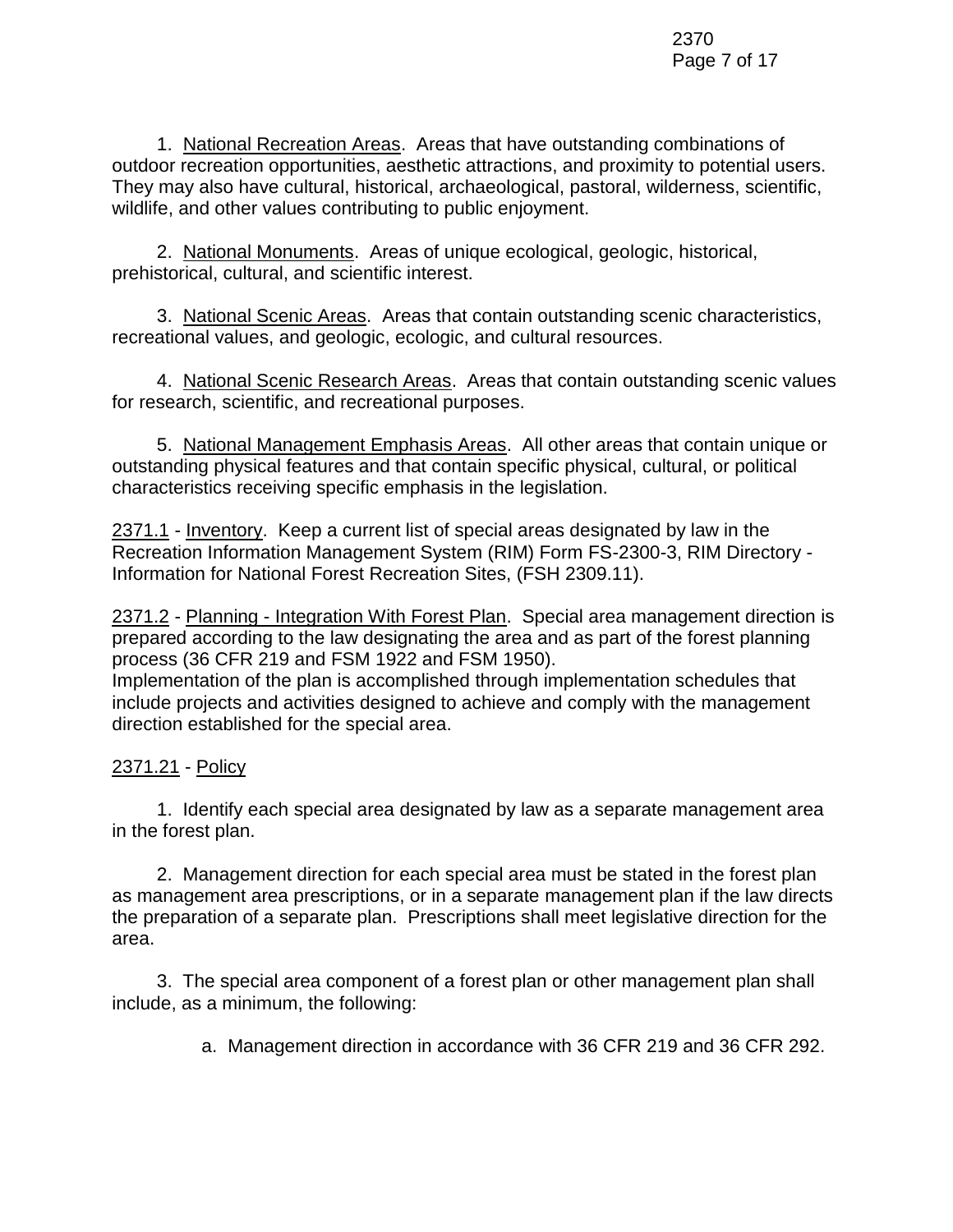1. National Recreation Areas. Areas that have outstanding combinations of outdoor recreation opportunities, aesthetic attractions, and proximity to potential users. They may also have cultural, historical, archaeological, pastoral, wilderness, scientific, wildlife, and other values contributing to public enjoyment.

2. National Monuments. Areas of unique ecological, geologic, historical, prehistorical, cultural, and scientific interest.

3. National Scenic Areas. Areas that contain outstanding scenic characteristics, recreational values, and geologic, ecologic, and cultural resources.

4. National Scenic Research Areas. Areas that contain outstanding scenic values for research, scientific, and recreational purposes.

5. National Management Emphasis Areas. All other areas that contain unique or outstanding physical features and that contain specific physical, cultural, or political characteristics receiving specific emphasis in the legislation.

2371.1 - Inventory. Keep a current list of special areas designated by law in the Recreation Information Management System (RIM) Form FS-2300-3, RIM Directory - Information for National Forest Recreation Sites, (FSH 2309.11).

2371.2 - Planning - Integration With Forest Plan. Special area management direction is prepared according to the law designating the area and as part of the forest planning process (36 CFR 219 and FSM 1922 and FSM 1950).
Implementation of the plan is accomplished through implementation schedules that include projects and activities designed to achieve and comply with the management direction established for the special area.

2371.21 - Policy

1. Identify each special area designated by law as a separate management area in the forest plan.

2. Management direction for each special area must be stated in the forest plan as management area prescriptions, or in a separate management plan if the law directs the preparation of a separate plan. Prescriptions shall meet legislative direction for the area.

3. The special area component of a forest plan or other management plan shall include, as a minimum, the following:

   a. Management direction in accordance with 36 CFR 219 and 36 CFR 292.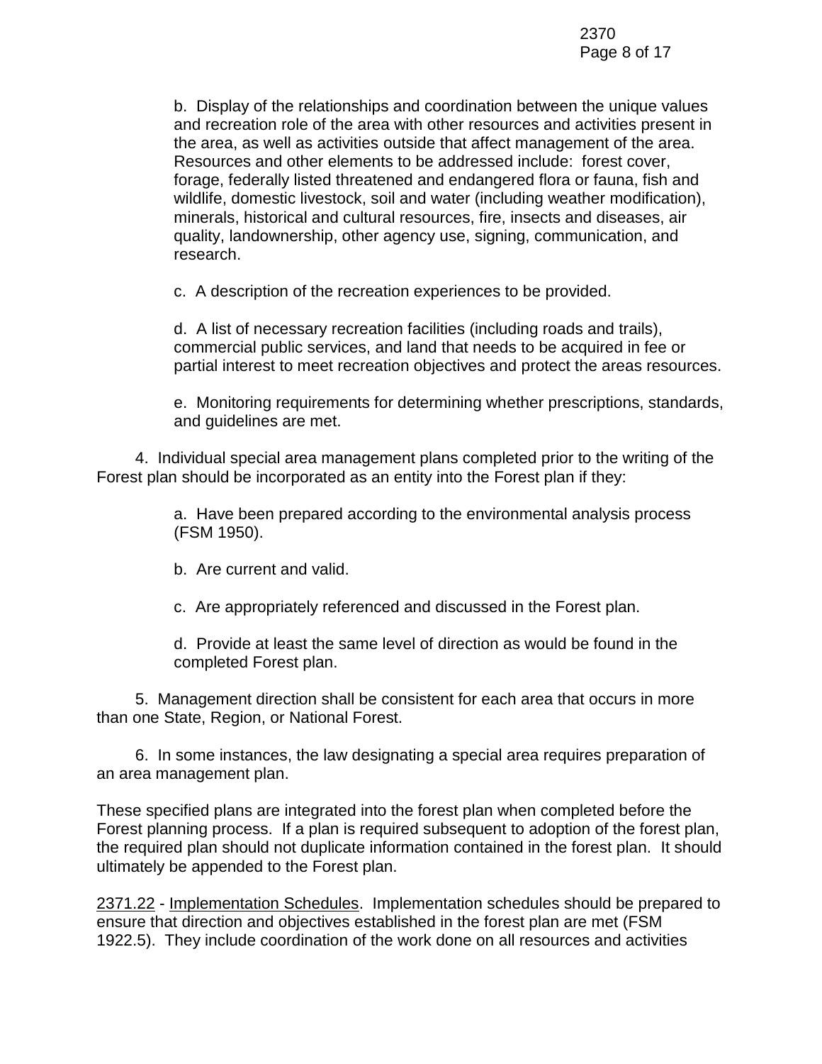b. Display of the relationships and coordination between the unique values and recreation role of the area with other resources and activities present in the area, as well as activities outside that affect management of the area. Resources and other elements to be addressed include: forest cover, forage, federally listed threatened and endangered flora or fauna, fish and wildlife, domestic livestock, soil and water (including weather modification), minerals, historical and cultural resources, fire, insects and diseases, air quality, landownership, other agency use, signing, communication, and research.

c. A description of the recreation experiences to be provided.

d. A list of necessary recreation facilities (including roads and trails), commercial public services, and land that needs to be acquired in fee or partial interest to meet recreation objectives and protect the areas resources.

e. Monitoring requirements for determining whether prescriptions, standards, and guidelines are met.

4. Individual special area management plans completed prior to the writing of the Forest plan should be incorporated as an entity into the Forest plan if they:

a. Have been prepared according to the environmental analysis process (FSM 1950).

b. Are current and valid.

c. Are appropriately referenced and discussed in the Forest plan.

d. Provide at least the same level of direction as would be found in the completed Forest plan.

5. Management direction shall be consistent for each area that occurs in more than one State, Region, or National Forest.

6. In some instances, the law designating a special area requires preparation of an area management plan.

These specified plans are integrated into the forest plan when completed before the Forest planning process. If a plan is required subsequent to adoption of the forest plan, the required plan should not duplicate information contained in the forest plan. It should ultimately be appended to the Forest plan.

2371.22 - Implementation Schedules. Implementation schedules should be prepared to ensure that direction and objectives established in the forest plan are met (FSM 1922.5). They include coordination of the work done on all resources and activities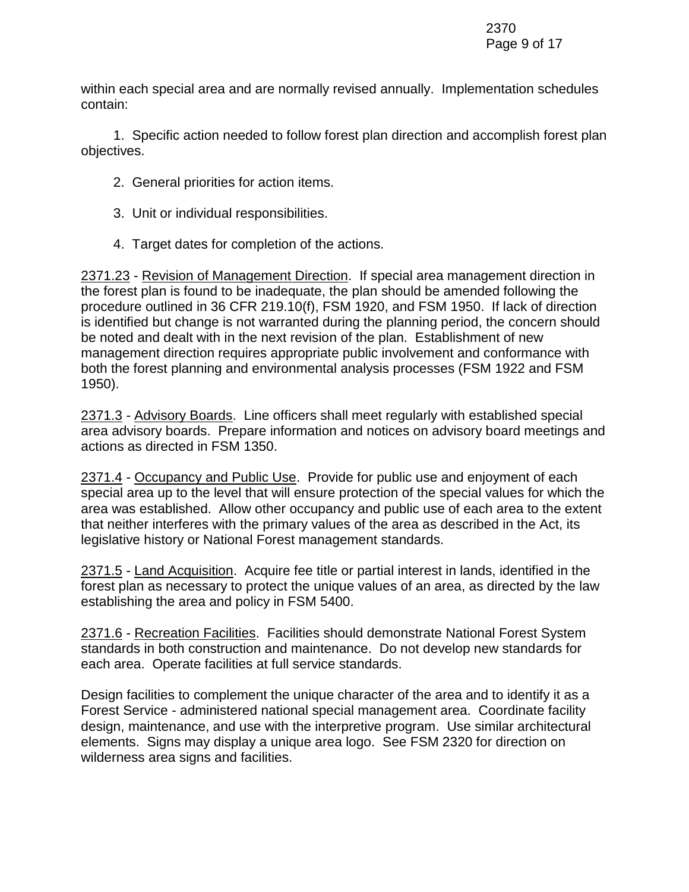within each special area and are normally revised annually. Implementation schedules contain:

1. Specific action needed to follow forest plan direction and accomplish forest plan objectives.

2. General priorities for action items.

3. Unit or individual responsibilities.

4. Target dates for completion of the actions.

<u>2371.23</u> - <u>Revision of Management Direction</u>. If special area management direction in the forest plan is found to be inadequate, the plan should be amended following the procedure outlined in 36 CFR 219.10(f), FSM 1920, and FSM 1950. If lack of direction is identified but change is not warranted during the planning period, the concern should be noted and dealt with in the next revision of the plan. Establishment of new management direction requires appropriate public involvement and conformance with both the forest planning and environmental analysis processes (FSM 1922 and FSM 1950).

<u>2371.3</u> - <u>Advisory Boards</u>. Line officers shall meet regularly with established special area advisory boards. Prepare information and notices on advisory board meetings and actions as directed in FSM 1350.

<u>2371.4</u> - <u>Occupancy and Public Use</u>. Provide for public use and enjoyment of each special area up to the level that will ensure protection of the special values for which the area was established. Allow other occupancy and public use of each area to the extent that neither interferes with the primary values of the area as described in the Act, its legislative history or National Forest management standards.

<u>2371.5</u> - <u>Land Acquisition</u>. Acquire fee title or partial interest in lands, identified in the forest plan as necessary to protect the unique values of an area, as directed by the law establishing the area and policy in FSM 5400.

<u>2371.6</u> - <u>Recreation Facilities</u>. Facilities should demonstrate National Forest System standards in both construction and maintenance. Do not develop new standards for each area. Operate facilities at full service standards.

Design facilities to complement the unique character of the area and to identify it as a Forest Service - administered national special management area. Coordinate facility design, maintenance, and use with the interpretive program. Use similar architectural elements. Signs may display a unique area logo. See FSM 2320 for direction on wilderness area signs and facilities.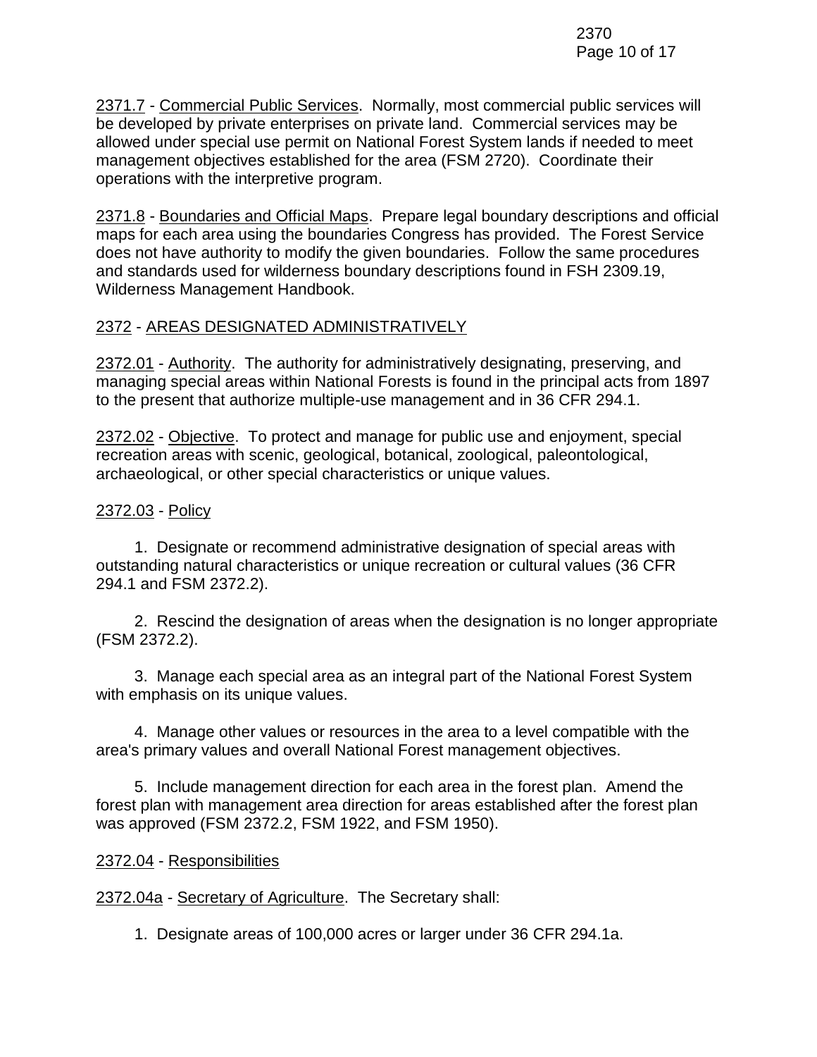2371.7 - Commercial Public Services. Normally, most commercial public services will be developed by private enterprises on private land. Commercial services may be allowed under special use permit on National Forest System lands if needed to meet management objectives established for the area (FSM 2720). Coordinate their operations with the interpretive program.

2371.8 - Boundaries and Official Maps. Prepare legal boundary descriptions and official maps for each area using the boundaries Congress has provided. The Forest Service does not have authority to modify the given boundaries. Follow the same procedures and standards used for wilderness boundary descriptions found in FSH 2309.19, Wilderness Management Handbook.

## 2372 - AREAS DESIGNATED ADMINISTRATIVELY

2372.01 - Authority. The authority for administratively designating, preserving, and managing special areas within National Forests is found in the principal acts from 1897 to the present that authorize multiple-use management and in 36 CFR 294.1.

2372.02 - Objective. To protect and manage for public use and enjoyment, special recreation areas with scenic, geological, botanical, zoological, paleontological, archaeological, or other special characteristics or unique values.

### 2372.03 - Policy

1. Designate or recommend administrative designation of special areas with outstanding natural characteristics or unique recreation or cultural values (36 CFR 294.1 and FSM 2372.2).

2. Rescind the designation of areas when the designation is no longer appropriate (FSM 2372.2).

3. Manage each special area as an integral part of the National Forest System with emphasis on its unique values.

4. Manage other values or resources in the area to a level compatible with the area's primary values and overall National Forest management objectives.

5. Include management direction for each area in the forest plan. Amend the forest plan with management area direction for areas established after the forest plan was approved (FSM 2372.2, FSM 1922, and FSM 1950).

### 2372.04 - Responsibilities

2372.04a - Secretary of Agriculture. The Secretary shall:

1. Designate areas of 100,000 acres or larger under 36 CFR 294.1a.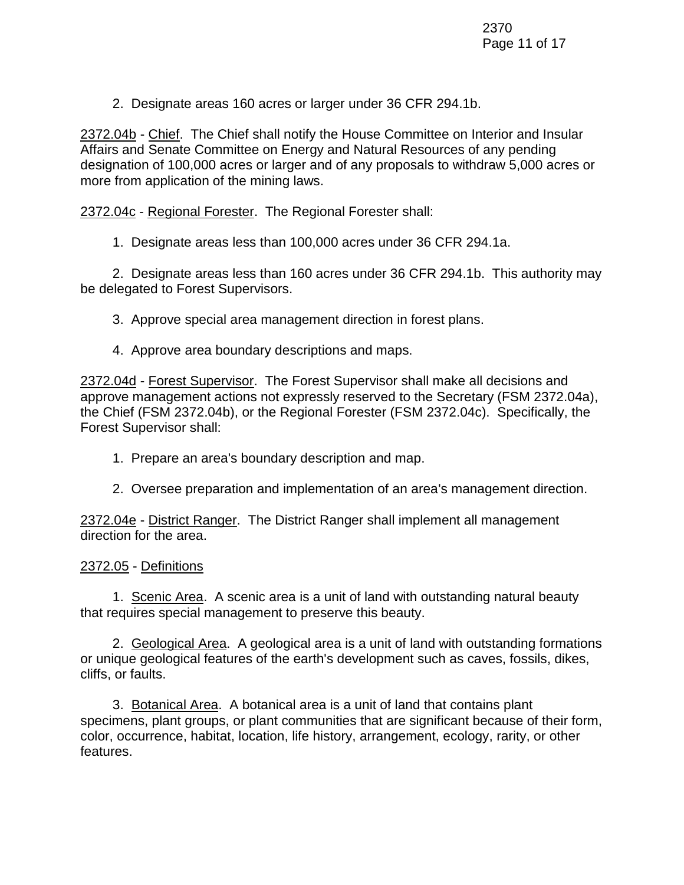2. Designate areas 160 acres or larger under 36 CFR 294.1b.

2372.04b - Chief. The Chief shall notify the House Committee on Interior and Insular Affairs and Senate Committee on Energy and Natural Resources of any pending designation of 100,000 acres or larger and of any proposals to withdraw 5,000 acres or more from application of the mining laws.

2372.04c - Regional Forester. The Regional Forester shall:

1. Designate areas less than 100,000 acres under 36 CFR 294.1a.

2. Designate areas less than 160 acres under 36 CFR 294.1b. This authority may be delegated to Forest Supervisors.

3. Approve special area management direction in forest plans.

4. Approve area boundary descriptions and maps.

2372.04d - Forest Supervisor. The Forest Supervisor shall make all decisions and approve management actions not expressly reserved to the Secretary (FSM 2372.04a), the Chief (FSM 2372.04b), or the Regional Forester (FSM 2372.04c). Specifically, the Forest Supervisor shall:

1. Prepare an area's boundary description and map.

2. Oversee preparation and implementation of an area's management direction.

2372.04e - District Ranger. The District Ranger shall implement all management direction for the area.

2372.05 - Definitions

1. Scenic Area. A scenic area is a unit of land with outstanding natural beauty that requires special management to preserve this beauty.

2. Geological Area. A geological area is a unit of land with outstanding formations or unique geological features of the earth's development such as caves, fossils, dikes, cliffs, or faults.

3. Botanical Area. A botanical area is a unit of land that contains plant specimens, plant groups, or plant communities that are significant because of their form, color, occurrence, habitat, location, life history, arrangement, ecology, rarity, or other features.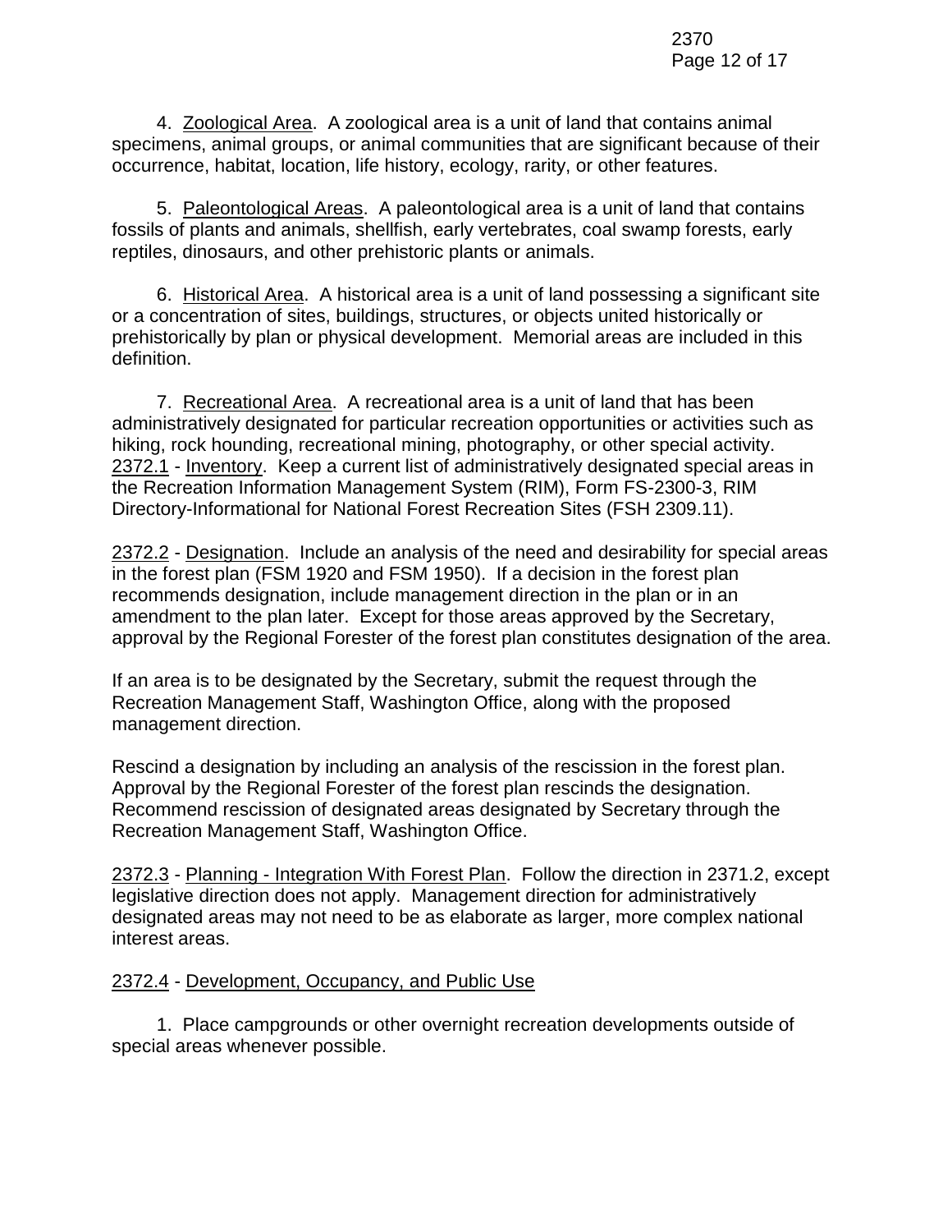4. Zoological Area. A zoological area is a unit of land that contains animal specimens, animal groups, or animal communities that are significant because of their occurrence, habitat, location, life history, ecology, rarity, or other features.

5. Paleontological Areas. A paleontological area is a unit of land that contains fossils of plants and animals, shellfish, early vertebrates, coal swamp forests, early reptiles, dinosaurs, and other prehistoric plants or animals.

6. Historical Area. A historical area is a unit of land possessing a significant site or a concentration of sites, buildings, structures, or objects united historically or prehistorically by plan or physical development. Memorial areas are included in this definition.

7. Recreational Area. A recreational area is a unit of land that has been administratively designated for particular recreation opportunities or activities such as hiking, rock hounding, recreational mining, photography, or other special activity.

2372.1 - Inventory. Keep a current list of administratively designated special areas in the Recreation Information Management System (RIM), Form FS-2300-3, RIM Directory-Informational for National Forest Recreation Sites (FSH 2309.11).

2372.2 - Designation. Include an analysis of the need and desirability for special areas in the forest plan (FSM 1920 and FSM 1950). If a decision in the forest plan recommends designation, include management direction in the plan or in an amendment to the plan later. Except for those areas approved by the Secretary, approval by the Regional Forester of the forest plan constitutes designation of the area.

If an area is to be designated by the Secretary, submit the request through the Recreation Management Staff, Washington Office, along with the proposed management direction.

Rescind a designation by including an analysis of the rescission in the forest plan. Approval by the Regional Forester of the forest plan rescinds the designation. Recommend rescission of designated areas designated by Secretary through the Recreation Management Staff, Washington Office.

2372.3 - Planning - Integration With Forest Plan. Follow the direction in 2371.2, except legislative direction does not apply. Management direction for administratively designated areas may not need to be as elaborate as larger, more complex national interest areas.

2372.4 - Development, Occupancy, and Public Use

1. Place campgrounds or other overnight recreation developments outside of special areas whenever possible.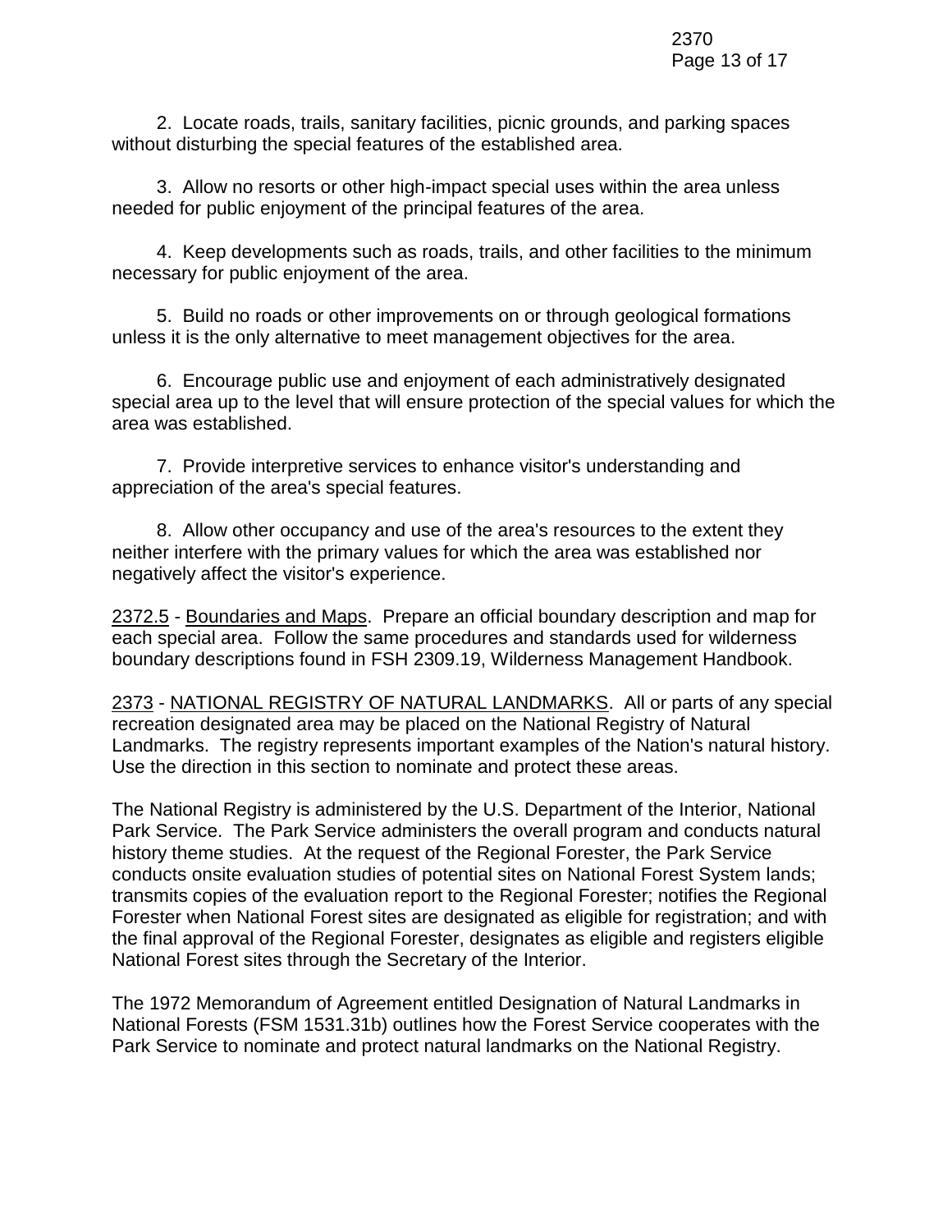2. Locate roads, trails, sanitary facilities, picnic grounds, and parking spaces without disturbing the special features of the established area.

3. Allow no resorts or other high-impact special uses within the area unless needed for public enjoyment of the principal features of the area.

4. Keep developments such as roads, trails, and other facilities to the minimum necessary for public enjoyment of the area.

5. Build no roads or other improvements on or through geological formations unless it is the only alternative to meet management objectives for the area.

6. Encourage public use and enjoyment of each administratively designated special area up to the level that will ensure protection of the special values for which the area was established.

7. Provide interpretive services to enhance visitor's understanding and appreciation of the area's special features.

8. Allow other occupancy and use of the area's resources to the extent they neither interfere with the primary values for which the area was established nor negatively affect the visitor's experience.

2372.5 - Boundaries and Maps. Prepare an official boundary description and map for each special area. Follow the same procedures and standards used for wilderness boundary descriptions found in FSH 2309.19, Wilderness Management Handbook.

2373 - NATIONAL REGISTRY OF NATURAL LANDMARKS. All or parts of any special recreation designated area may be placed on the National Registry of Natural Landmarks. The registry represents important examples of the Nation's natural history. Use the direction in this section to nominate and protect these areas.

The National Registry is administered by the U.S. Department of the Interior, National Park Service. The Park Service administers the overall program and conducts natural history theme studies. At the request of the Regional Forester, the Park Service conducts onsite evaluation studies of potential sites on National Forest System lands; transmits copies of the evaluation report to the Regional Forester; notifies the Regional Forester when National Forest sites are designated as eligible for registration; and with the final approval of the Regional Forester, designates as eligible and registers eligible National Forest sites through the Secretary of the Interior.

The 1972 Memorandum of Agreement entitled Designation of Natural Landmarks in National Forests (FSM 1531.31b) outlines how the Forest Service cooperates with the Park Service to nominate and protect natural landmarks on the National Registry.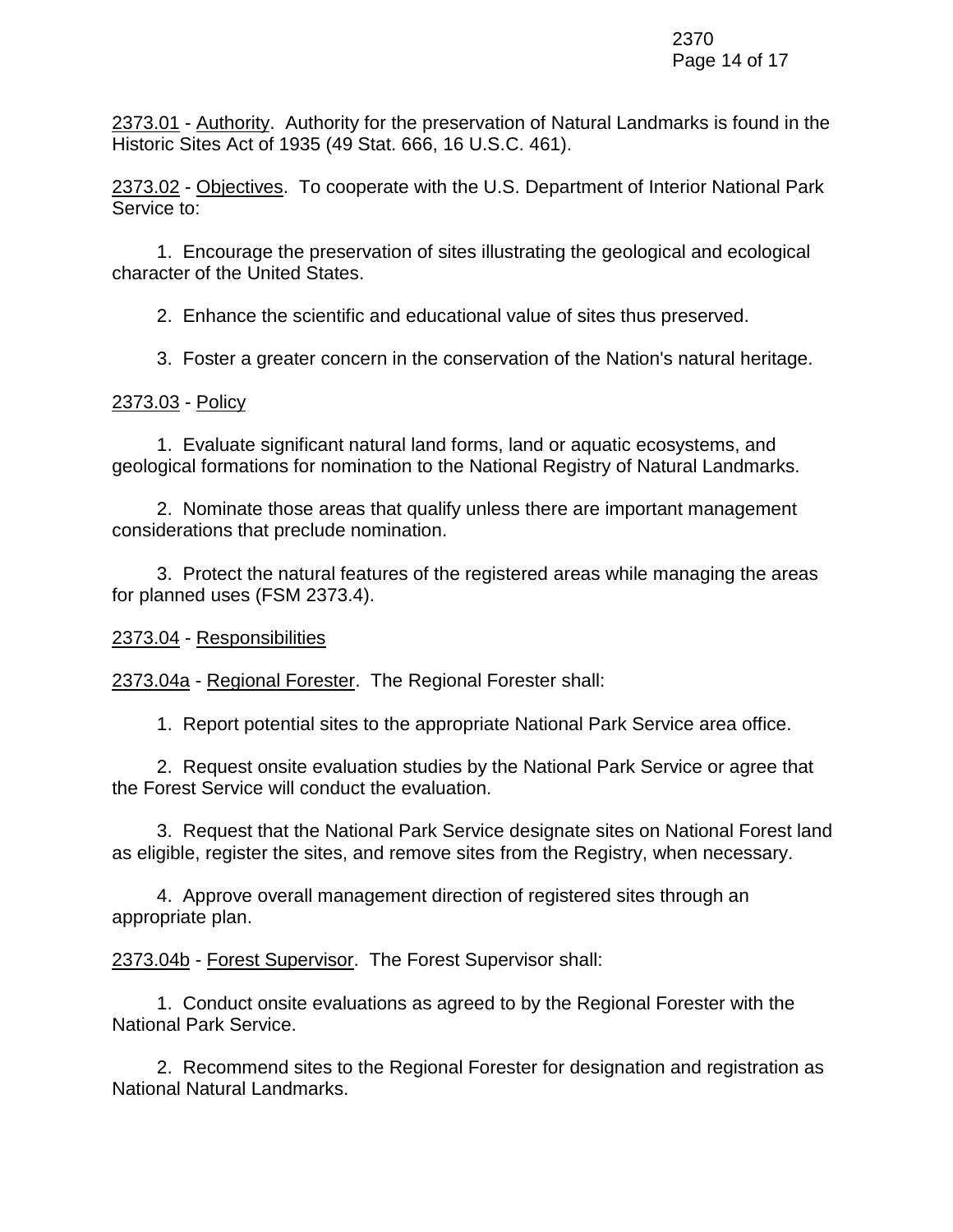<u>2373.01</u> - <u>Authority</u>. Authority for the preservation of Natural Landmarks is found in the Historic Sites Act of 1935 (49 Stat. 666, 16 U.S.C. 461).

<u>2373.02</u> - <u>Objectives</u>. To cooperate with the U.S. Department of Interior National Park Service to:

1. Encourage the preservation of sites illustrating the geological and ecological character of the United States.

2. Enhance the scientific and educational value of sites thus preserved.

3. Foster a greater concern in the conservation of the Nation's natural heritage.

<u>2373.03</u> - <u>Policy</u>

1. Evaluate significant natural land forms, land or aquatic ecosystems, and geological formations for nomination to the National Registry of Natural Landmarks.

2. Nominate those areas that qualify unless there are important management considerations that preclude nomination.

3. Protect the natural features of the registered areas while managing the areas for planned uses (FSM 2373.4).

<u>2373.04</u> - <u>Responsibilities</u>

<u>2373.04a</u> - <u>Regional Forester</u>. The Regional Forester shall:

1. Report potential sites to the appropriate National Park Service area office.

2. Request onsite evaluation studies by the National Park Service or agree that the Forest Service will conduct the evaluation.

3. Request that the National Park Service designate sites on National Forest land as eligible, register the sites, and remove sites from the Registry, when necessary.

4. Approve overall management direction of registered sites through an appropriate plan.

<u>2373.04b</u> - <u>Forest Supervisor</u>. The Forest Supervisor shall:

1. Conduct onsite evaluations as agreed to by the Regional Forester with the National Park Service.

2. Recommend sites to the Regional Forester for designation and registration as National Natural Landmarks.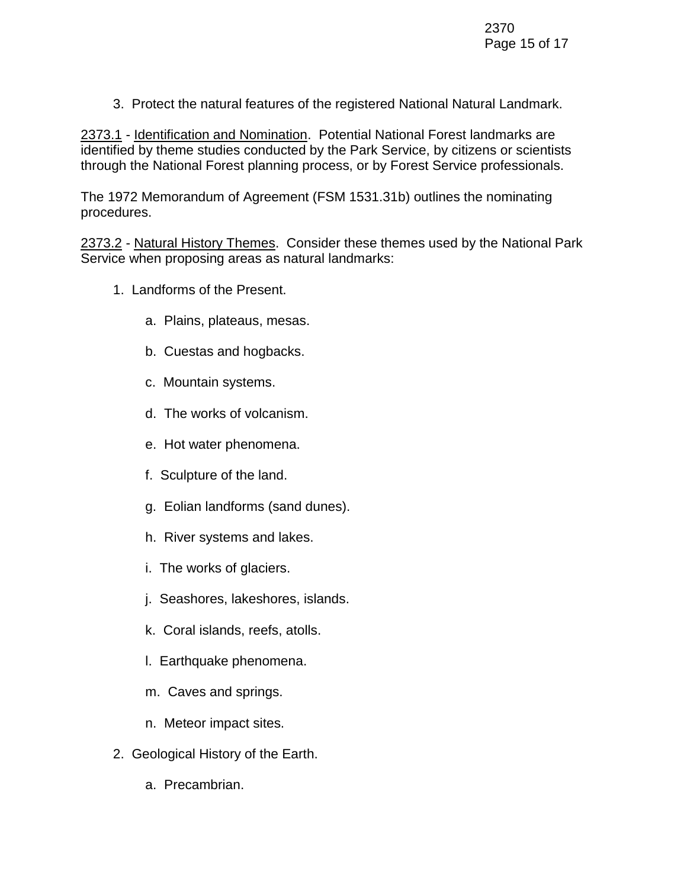3. Protect the natural features of the registered National Natural Landmark.

2373.1 - Identification and Nomination. Potential National Forest landmarks are identified by theme studies conducted by the Park Service, by citizens or scientists through the National Forest planning process, or by Forest Service professionals.

The 1972 Memorandum of Agreement (FSM 1531.31b) outlines the nominating procedures.

2373.2 - Natural History Themes. Consider these themes used by the National Park Service when proposing areas as natural landmarks:

1. Landforms of the Present.

   a. Plains, plateaus, mesas.

   b. Cuestas and hogbacks.

   c. Mountain systems.

   d. The works of volcanism.

   e. Hot water phenomena.

   f. Sculpture of the land.

   g. Eolian landforms (sand dunes).

   h. River systems and lakes.

   i. The works of glaciers.

   j. Seashores, lakeshores, islands.

   k. Coral islands, reefs, atolls.

   l. Earthquake phenomena.

   m. Caves and springs.

   n. Meteor impact sites.

2. Geological History of the Earth.

   a. Precambrian.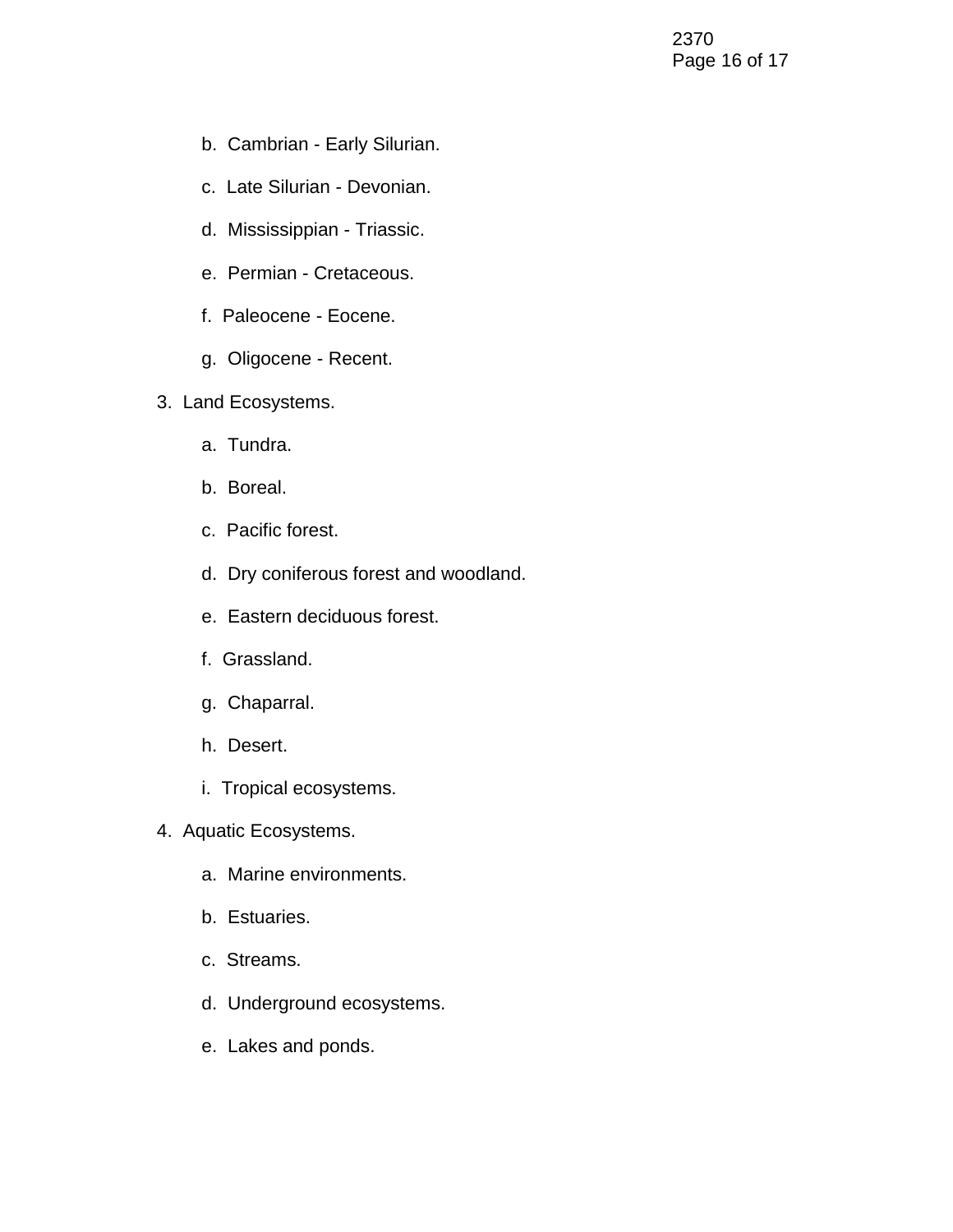b. Cambrian - Early Silurian.

   c. Late Silurian - Devonian.

   d. Mississippian - Triassic.

   e. Permian - Cretaceous.

   f. Paleocene - Eocene.

   g. Oligocene - Recent.

3. Land Ecosystems.

   a. Tundra.

   b. Boreal.

   c. Pacific forest.

   d. Dry coniferous forest and woodland.

   e. Eastern deciduous forest.

   f. Grassland.

   g. Chaparral.

   h. Desert.

   i. Tropical ecosystems.

4. Aquatic Ecosystems.

   a. Marine environments.

   b. Estuaries.

   c. Streams.

   d. Underground ecosystems.

   e. Lakes and ponds.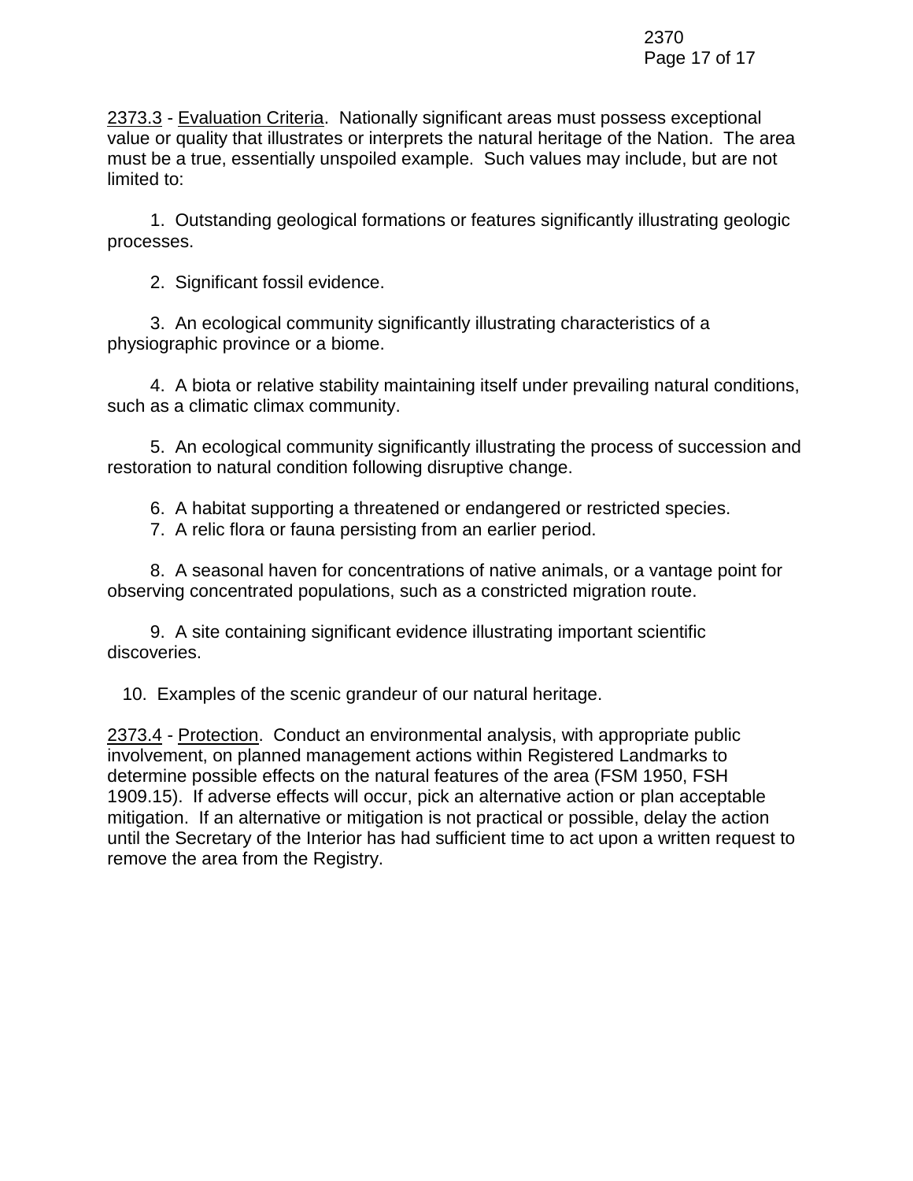2373.3 - Evaluation Criteria. Nationally significant areas must possess exceptional value or quality that illustrates or interprets the natural heritage of the Nation. The area must be a true, essentially unspoiled example. Such values may include, but are not limited to:

1. Outstanding geological formations or features significantly illustrating geologic processes.

2. Significant fossil evidence.

3. An ecological community significantly illustrating characteristics of a physiographic province or a biome.

4. A biota or relative stability maintaining itself under prevailing natural conditions, such as a climatic climax community.

5. An ecological community significantly illustrating the process of succession and restoration to natural condition following disruptive change.

6. A habitat supporting a threatened or endangered or restricted species.

7. A relic flora or fauna persisting from an earlier period.

8. A seasonal haven for concentrations of native animals, or a vantage point for observing concentrated populations, such as a constricted migration route.

9. A site containing significant evidence illustrating important scientific discoveries.

10. Examples of the scenic grandeur of our natural heritage.

2373.4 - Protection. Conduct an environmental analysis, with appropriate public involvement, on planned management actions within Registered Landmarks to determine possible effects on the natural features of the area (FSM 1950, FSH 1909.15). If adverse effects will occur, pick an alternative action or plan acceptable mitigation. If an alternative or mitigation is not practical or possible, delay the action until the Secretary of the Interior has had sufficient time to act upon a written request to remove the area from the Registry.